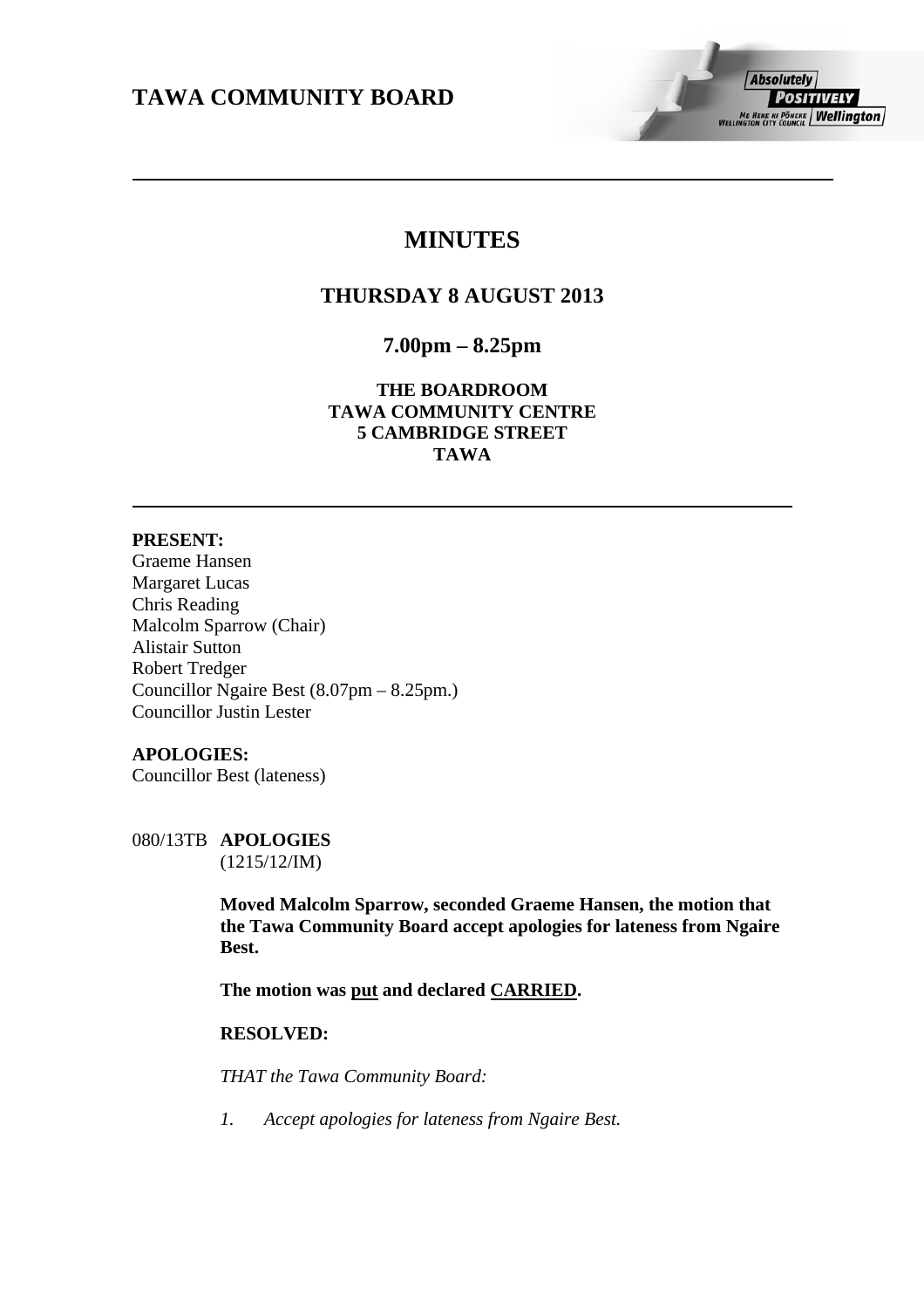# TAWA COMMUNITY BOARD

## MINUTES

### THURSDAY 8 AUGUST 2013

### 7.00pm – 8.25pm

**THE BOARDROOM**
**TAWA COMMUNITY CENTRE**
**5 CAMBRIDGE STREET**
**TAWA**

---

**PRESENT:**
Graeme Hansen
Margaret Lucas
Chris Reading
Malcolm Sparrow (Chair)
Alistair Sutton
Robert Tredger
Councillor Ngaire Best (8.07pm – 8.25pm.)
Councillor Justin Lester

**APOLOGIES:**
Councillor Best (lateness)

080/13TB **APOLOGIES**
(1215/12/IM)

**Moved Malcolm Sparrow, seconded Graeme Hansen, the motion that the Tawa Community Board accept apologies for lateness from Ngaire Best.**

**The motion was put and declared CARRIED.**

**RESOLVED:**

*THAT the Tawa Community Board:*

1. *Accept apologies for lateness from Ngaire Best.*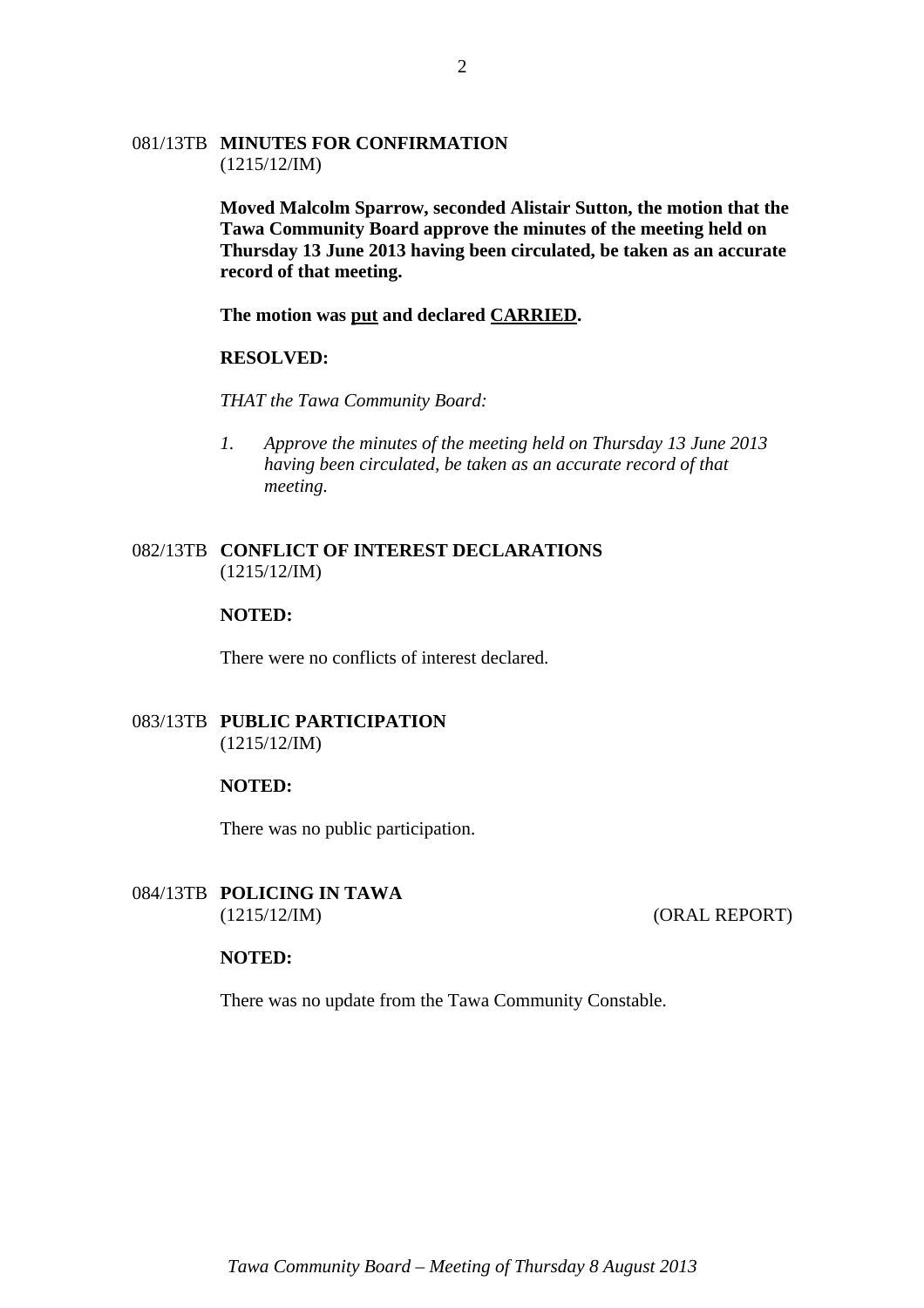081/13TB **MINUTES FOR CONFIRMATION**
(1215/12/IM)

**Moved Malcolm Sparrow, seconded Alistair Sutton, the motion that the Tawa Community Board approve the minutes of the meeting held on Thursday 13 June 2013 having been circulated, be taken as an accurate record of that meeting.**

**The motion was put and declared CARRIED.**

**RESOLVED:**

*THAT the Tawa Community Board:*

1. *Approve the minutes of the meeting held on Thursday 13 June 2013 having been circulated, be taken as an accurate record of that meeting.*

082/13TB **CONFLICT OF INTEREST DECLARATIONS**
(1215/12/IM)

**NOTED:**

There were no conflicts of interest declared.

083/13TB **PUBLIC PARTICIPATION**
(1215/12/IM)

**NOTED:**

There was no public participation.

084/13TB **POLICING IN TAWA**
(1215/12/IM) (ORAL REPORT)

**NOTED:**

There was no update from the Tawa Community Constable.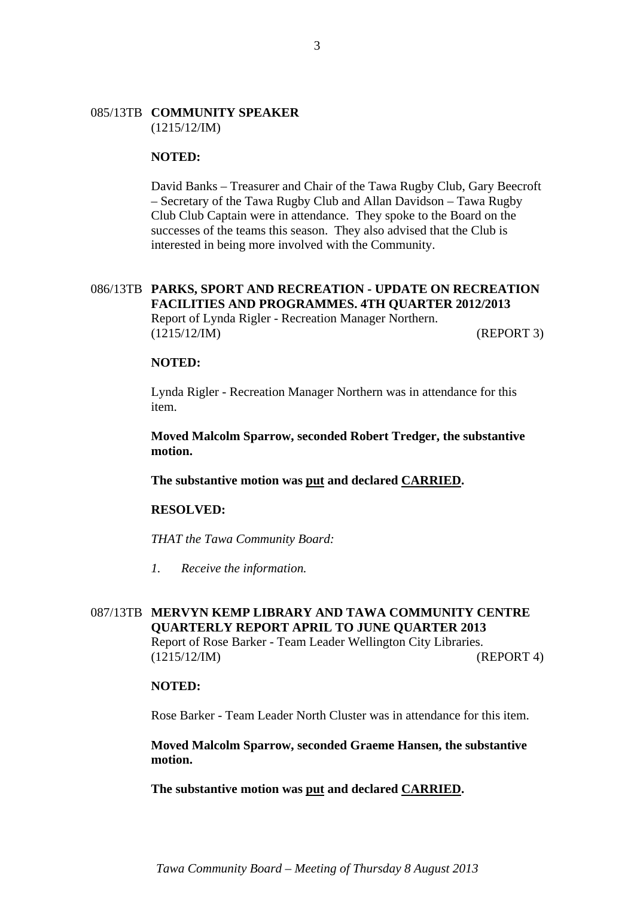085/13TB **COMMUNITY SPEAKER**
(1215/12/IM)

**NOTED:**

David Banks – Treasurer and Chair of the Tawa Rugby Club, Gary Beecroft – Secretary of the Tawa Rugby Club and Allan Davidson – Tawa Rugby Club Club Captain were in attendance. They spoke to the Board on the successes of the teams this season. They also advised that the Club is interested in being more involved with the Community.

086/13TB **PARKS, SPORT AND RECREATION - UPDATE ON RECREATION FACILITIES AND PROGRAMMES. 4TH QUARTER 2012/2013**
Report of Lynda Rigler - Recreation Manager Northern.
(1215/12/IM) (REPORT 3)

**NOTED:**

Lynda Rigler - Recreation Manager Northern was in attendance for this item.

**Moved Malcolm Sparrow, seconded Robert Tredger, the substantive motion.**

**The substantive motion was <u>put</u> and declared <u>CARRIED</u>.**

**RESOLVED:**

*THAT the Tawa Community Board:*

*1. Receive the information.*

087/13TB **MERVYN KEMP LIBRARY AND TAWA COMMUNITY CENTRE QUARTERLY REPORT APRIL TO JUNE QUARTER 2013**
Report of Rose Barker - Team Leader Wellington City Libraries.
(1215/12/IM) (REPORT 4)

**NOTED:**

Rose Barker - Team Leader North Cluster was in attendance for this item.

**Moved Malcolm Sparrow, seconded Graeme Hansen, the substantive motion.**

**The substantive motion was <u>put</u> and declared <u>CARRIED</u>.**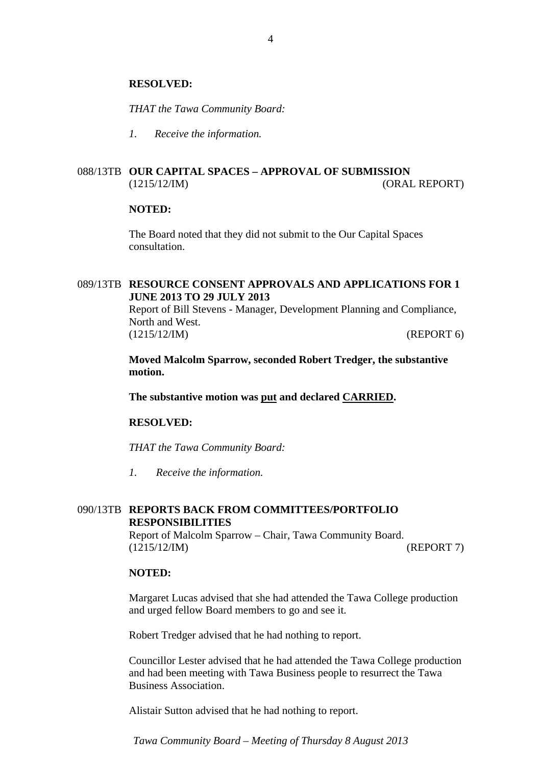**RESOLVED:**

*THAT the Tawa Community Board:*

*1. Receive the information.*

088/13TB **OUR CAPITAL SPACES – APPROVAL OF SUBMISSION**
(1215/12/IM) (ORAL REPORT)

**NOTED:**

The Board noted that they did not submit to the Our Capital Spaces consultation.

089/13TB **RESOURCE CONSENT APPROVALS AND APPLICATIONS FOR 1 JUNE 2013 TO 29 JULY 2013**
Report of Bill Stevens - Manager, Development Planning and Compliance, North and West.
(1215/12/IM) (REPORT 6)

**Moved Malcolm Sparrow, seconded Robert Tredger, the substantive motion.**

**The substantive motion was put and declared CARRIED.**

**RESOLVED:**

*THAT the Tawa Community Board:*

*1. Receive the information.*

090/13TB **REPORTS BACK FROM COMMITTEES/PORTFOLIO RESPONSIBILITIES**
Report of Malcolm Sparrow – Chair, Tawa Community Board.
(1215/12/IM) (REPORT 7)

**NOTED:**

Margaret Lucas advised that she had attended the Tawa College production and urged fellow Board members to go and see it.

Robert Tredger advised that he had nothing to report.

Councillor Lester advised that he had attended the Tawa College production and had been meeting with Tawa Business people to resurrect the Tawa Business Association.

Alistair Sutton advised that he had nothing to report.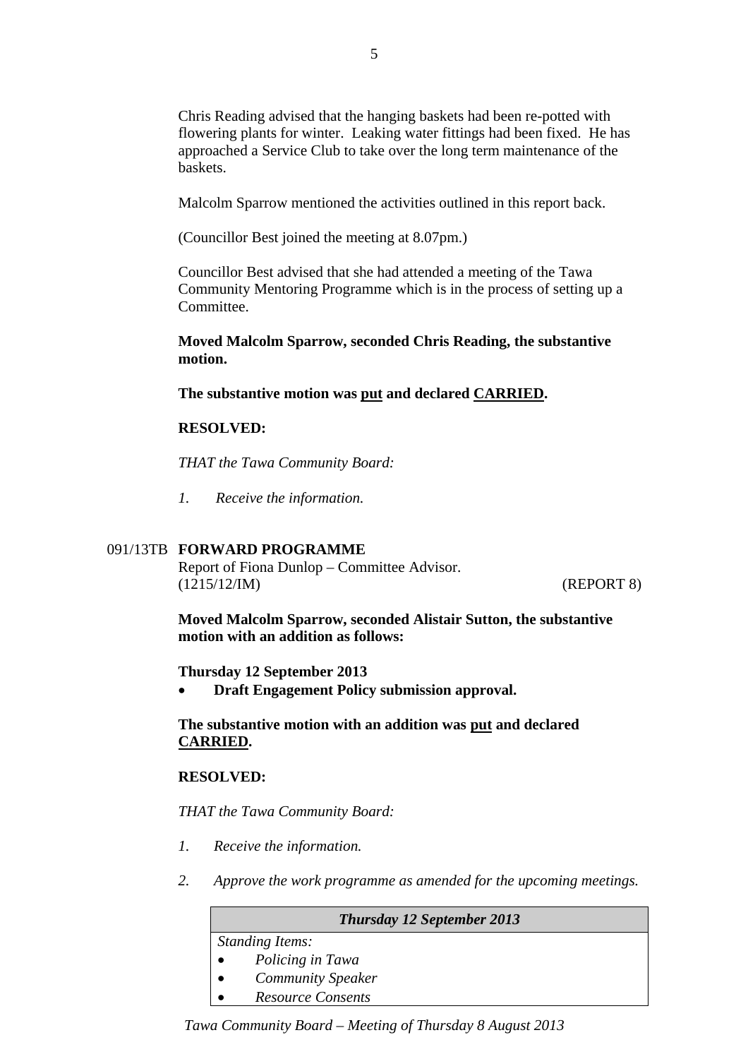Chris Reading advised that the hanging baskets had been re-potted with flowering plants for winter. Leaking water fittings had been fixed. He has approached a Service Club to take over the long term maintenance of the baskets.

Malcolm Sparrow mentioned the activities outlined in this report back.

(Councillor Best joined the meeting at 8.07pm.)

Councillor Best advised that she had attended a meeting of the Tawa Community Mentoring Programme which is in the process of setting up a Committee.

**Moved Malcolm Sparrow, seconded Chris Reading, the substantive motion.**

**The substantive motion was <u>put</u> and declared <u>CARRIED</u>.**

**RESOLVED:**

*THAT the Tawa Community Board:*

*1. Receive the information.*

## 091/13TB FORWARD PROGRAMME

Report of Fiona Dunlop – Committee Advisor.
(1215/12/IM) (REPORT 8)

**Moved Malcolm Sparrow, seconded Alistair Sutton, the substantive motion with an addition as follows:**

**Thursday 12 September 2013**

- **Draft Engagement Policy submission approval.**

**The substantive motion with an addition was <u>put</u> and declared <u>CARRIED</u>.**

**RESOLVED:**

*THAT the Tawa Community Board:*

*1. Receive the information.*

*2. Approve the work programme as amended for the upcoming meetings.*

| ***Thursday 12 September 2013*** |
| --- |
| *Standing Items:*<br>• *Policing in Tawa*<br>• *Community Speaker*<br>• *Resource Consents* |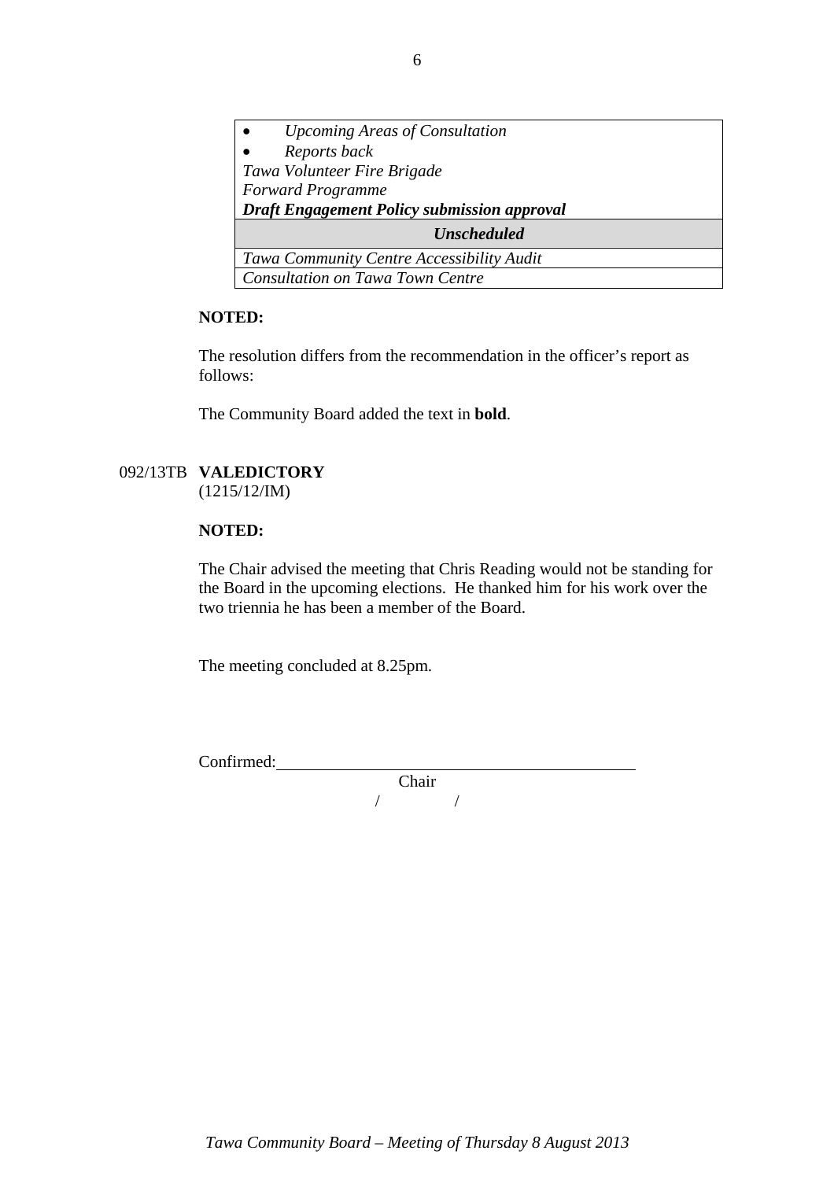| |
|---|
| - *Upcoming Areas of Consultation*<br>- *Reports back*<br>*Tawa Volunteer Fire Brigade*<br>*Forward Programme*<br>***Draft Engagement Policy submission approval*** |
| ***Unscheduled*** |
| *Tawa Community Centre Accessibility Audit* |
| *Consultation on Tawa Town Centre* |

**NOTED:**

The resolution differs from the recommendation in the officer's report as follows:

The Community Board added the text in **bold**.

092/13TB **VALEDICTORY**
(1215/12/IM)

**NOTED:**

The Chair advised the meeting that Chris Reading would not be standing for the Board in the upcoming elections. He thanked him for his work over the two triennia he has been a member of the Board.

The meeting concluded at 8.25pm.

Confirmed:_______________________________________
Chair
/ /